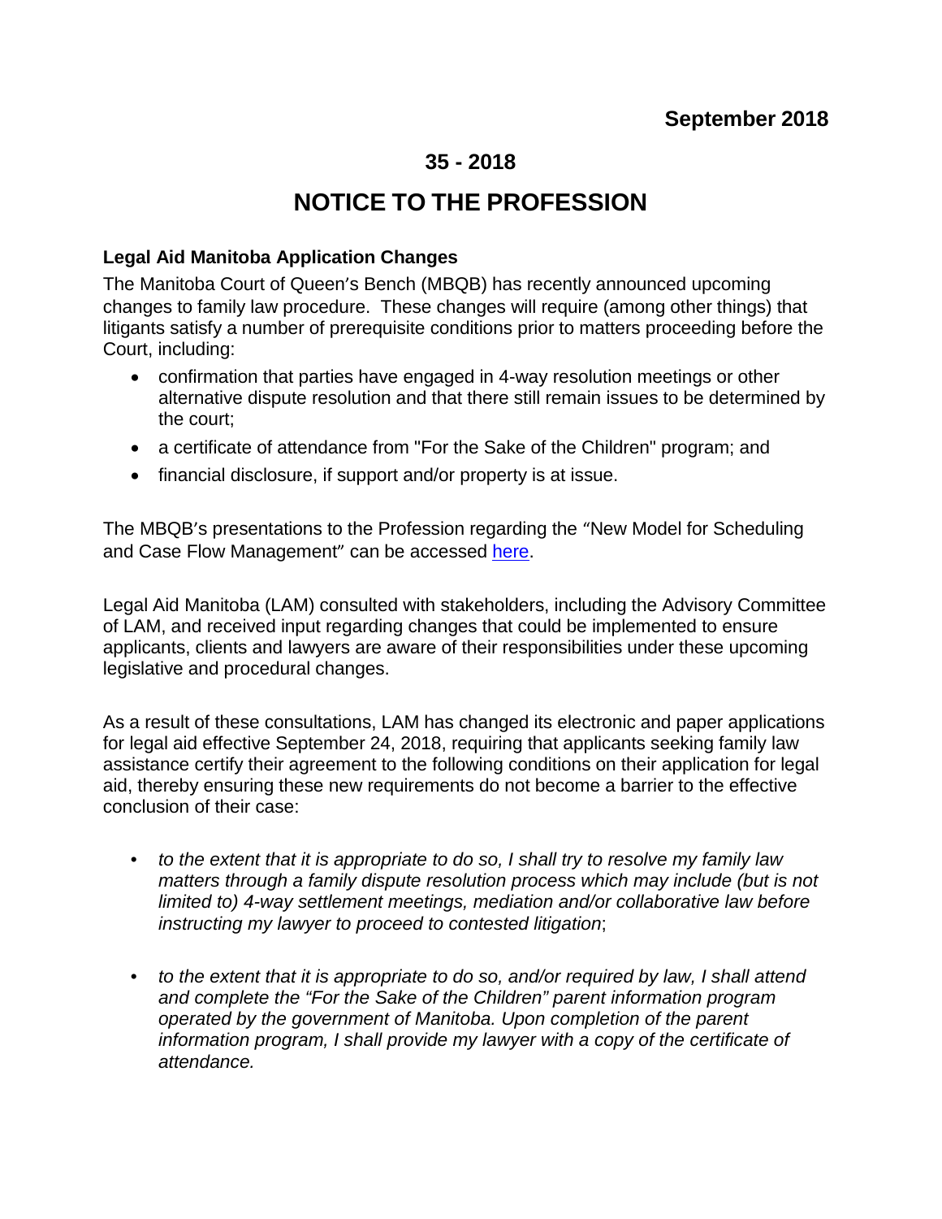**September 2018**

## 35 - 2018

# NOTICE TO THE PROFESSION

### Legal Aid Manitoba Application Changes

The Manitoba Court of Queen's Bench (MBQB) has recently announced upcoming changes to family law procedure. These changes will require (among other things) that litigants satisfy a number of prerequisite conditions prior to matters proceeding before the Court, including:

- confirmation that parties have engaged in 4-way resolution meetings or other alternative dispute resolution and that there still remain issues to be determined by the court;
- a certificate of attendance from "For the Sake of the Children" program; and
- financial disclosure, if support and/or property is at issue.

The MBQB's presentations to the Profession regarding the "New Model for Scheduling and Case Flow Management" can be accessed here.

Legal Aid Manitoba (LAM) consulted with stakeholders, including the Advisory Committee of LAM, and received input regarding changes that could be implemented to ensure applicants, clients and lawyers are aware of their responsibilities under these upcoming legislative and procedural changes.

As a result of these consultations, LAM has changed its electronic and paper applications for legal aid effective September 24, 2018, requiring that applicants seeking family law assistance certify their agreement to the following conditions on their application for legal aid, thereby ensuring these new requirements do not become a barrier to the effective conclusion of their case:

- *to the extent that it is appropriate to do so, I shall try to resolve my family law matters through a family dispute resolution process which may include (but is not limited to) 4-way settlement meetings, mediation and/or collaborative law before instructing my lawyer to proceed to contested litigation*;
- *to the extent that it is appropriate to do so, and/or required by law, I shall attend and complete the "For the Sake of the Children" parent information program operated by the government of Manitoba. Upon completion of the parent information program, I shall provide my lawyer with a copy of the certificate of attendance.*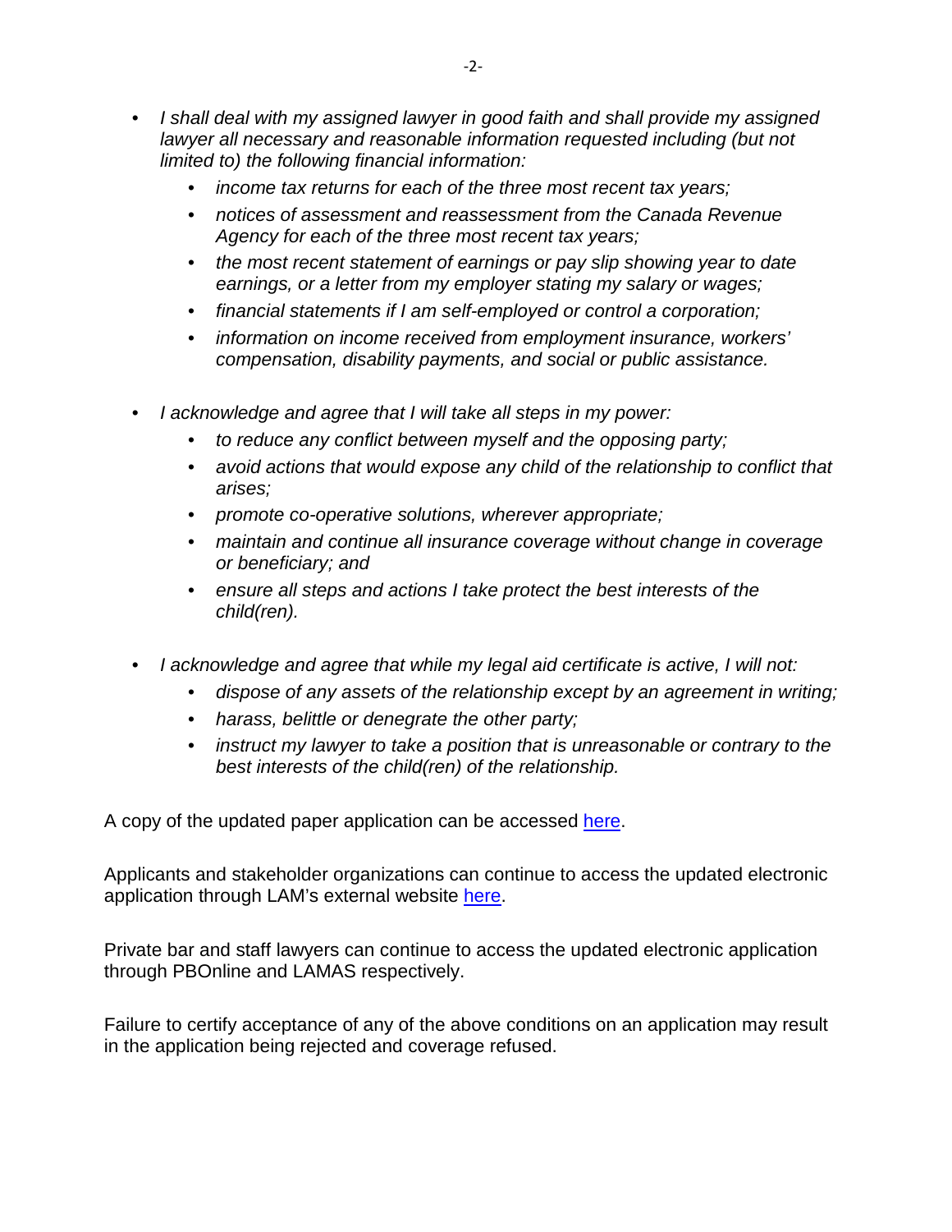- *I shall deal with my assigned lawyer in good faith and shall provide my assigned lawyer all necessary and reasonable information requested including (but not limited to) the following financial information:*
    - *income tax returns for each of the three most recent tax years;*
    - *notices of assessment and reassessment from the Canada Revenue Agency for each of the three most recent tax years;*
    - *the most recent statement of earnings or pay slip showing year to date earnings, or a letter from my employer stating my salary or wages;*
    - *financial statements if I am self-employed or control a corporation;*
    - *information on income received from employment insurance, workers' compensation, disability payments, and social or public assistance.*
- *I acknowledge and agree that I will take all steps in my power:*
    - *to reduce any conflict between myself and the opposing party;*
    - *avoid actions that would expose any child of the relationship to conflict that arises;*
    - *promote co-operative solutions, wherever appropriate;*
    - *maintain and continue all insurance coverage without change in coverage or beneficiary; and*
    - *ensure all steps and actions I take protect the best interests of the child(ren).*
- *I acknowledge and agree that while my legal aid certificate is active, I will not:*
    - *dispose of any assets of the relationship except by an agreement in writing;*
    - *harass, belittle or denegrate the other party;*
    - *instruct my lawyer to take a position that is unreasonable or contrary to the best interests of the child(ren) of the relationship.*

A copy of the updated paper application can be accessed here.

Applicants and stakeholder organizations can continue to access the updated electronic application through LAM's external website here.

Private bar and staff lawyers can continue to access the updated electronic application through PBOnline and LAMAS respectively.

Failure to certify acceptance of any of the above conditions on an application may result in the application being rejected and coverage refused.